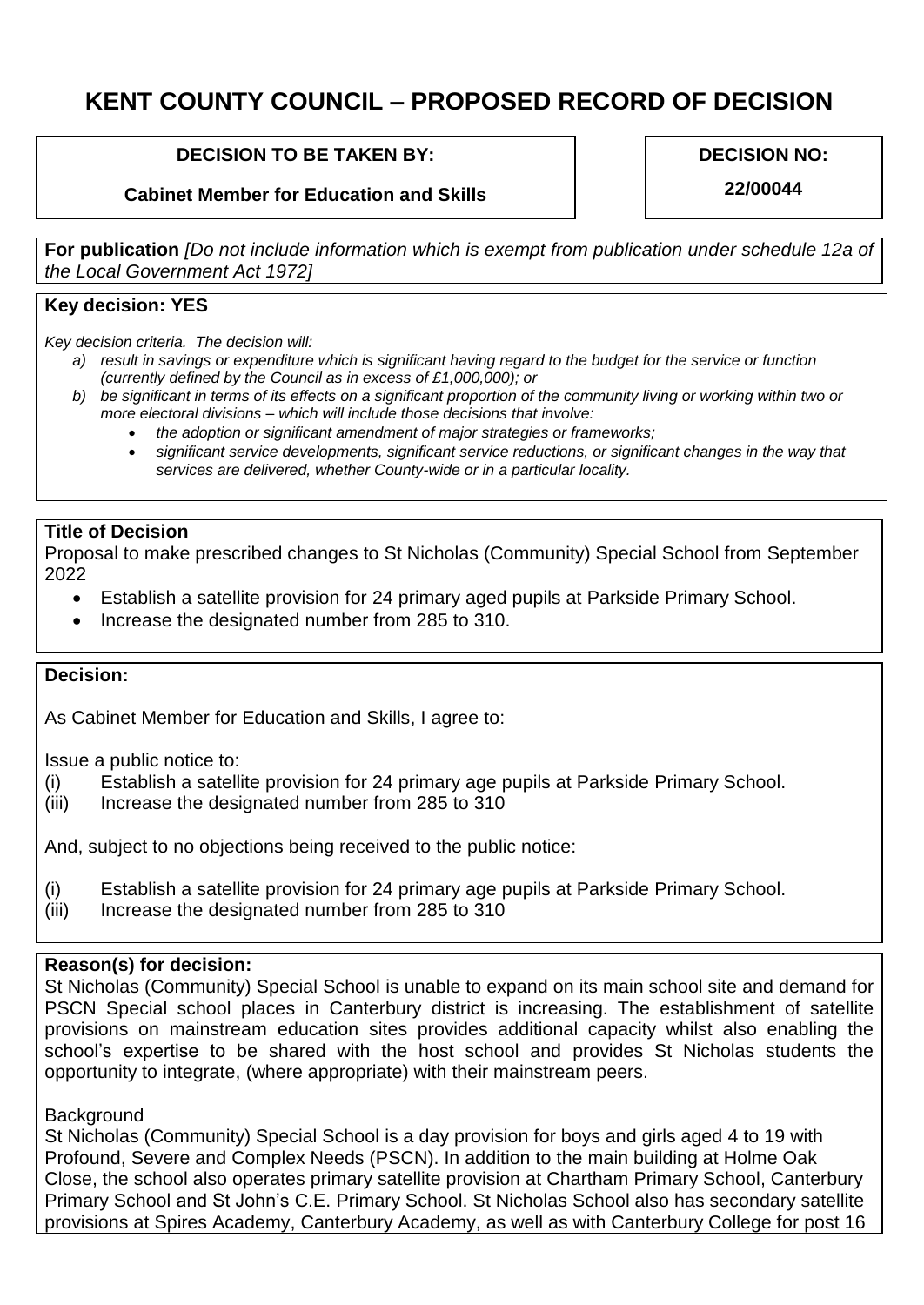# KENT COUNTY COUNCIL – PROPOSED RECORD OF DECISION

**DECISION TO BE TAKEN BY:**

**Cabinet Member for Education and Skills**

**DECISION NO:**

**22/00044**

**For publication** *[Do not include information which is exempt from publication under schedule 12a of the Local Government Act 1972]*

**Key decision: YES**

*Key decision criteria. The decision will:*

*a) result in savings or expenditure which is significant having regard to the budget for the service or function (currently defined by the Council as in excess of £1,000,000); or*

*b) be significant in terms of its effects on a significant proportion of the community living or working within two or more electoral divisions – which will include those decisions that involve:*

- *the adoption or significant amendment of major strategies or frameworks;*
- *significant service developments, significant service reductions, or significant changes in the way that services are delivered, whether County-wide or in a particular locality.*

**Title of Decision**

Proposal to make prescribed changes to St Nicholas (Community) Special School from September 2022

- Establish a satellite provision for 24 primary aged pupils at Parkside Primary School.
- Increase the designated number from 285 to 310.

**Decision:**

As Cabinet Member for Education and Skills, I agree to:

Issue a public notice to:

(i) Establish a satellite provision for 24 primary age pupils at Parkside Primary School.
(iii) Increase the designated number from 285 to 310

And, subject to no objections being received to the public notice:

(i) Establish a satellite provision for 24 primary age pupils at Parkside Primary School.
(iii) Increase the designated number from 285 to 310

**Reason(s) for decision:**

St Nicholas (Community) Special School is unable to expand on its main school site and demand for PSCN Special school places in Canterbury district is increasing. The establishment of satellite provisions on mainstream education sites provides additional capacity whilst also enabling the school's expertise to be shared with the host school and provides St Nicholas students the opportunity to integrate, (where appropriate) with their mainstream peers.

Background

St Nicholas (Community) Special School is a day provision for boys and girls aged 4 to 19 with Profound, Severe and Complex Needs (PSCN). In addition to the main building at Holme Oak Close, the school also operates primary satellite provision at Chartham Primary School, Canterbury Primary School and St John's C.E. Primary School. St Nicholas School also has secondary satellite provisions at Spires Academy, Canterbury Academy, as well as with Canterbury College for post 16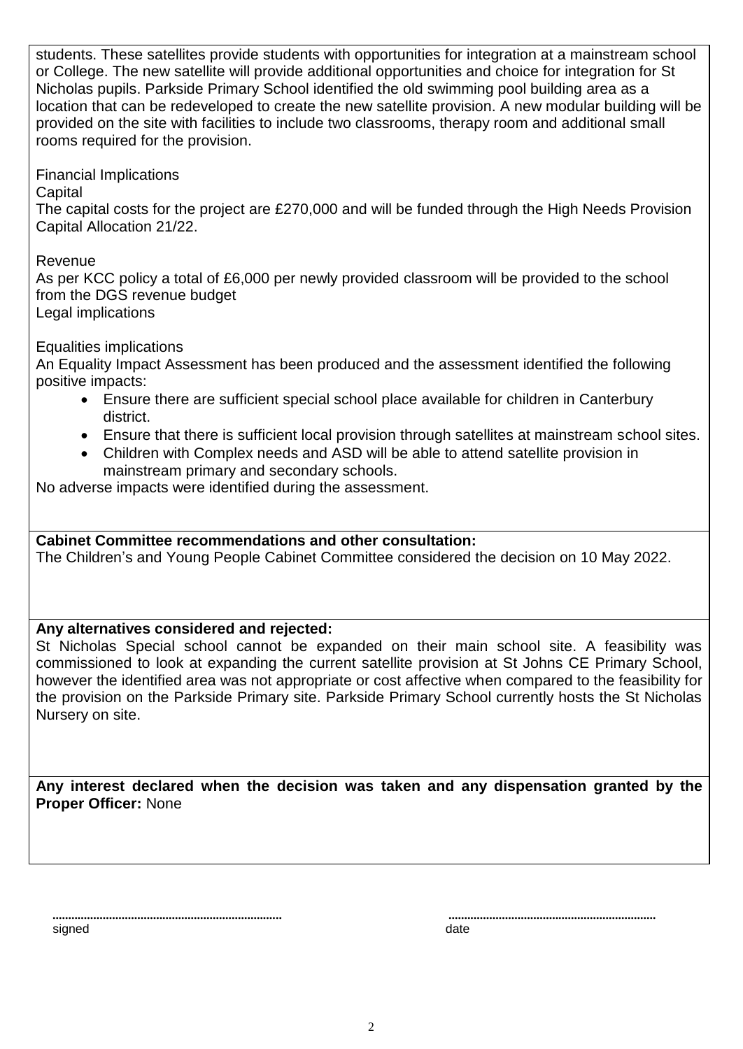students. These satellites provide students with opportunities for integration at a mainstream school or College. The new satellite will provide additional opportunities and choice for integration for St Nicholas pupils. Parkside Primary School identified the old swimming pool building area as a location that can be redeveloped to create the new satellite provision. A new modular building will be provided on the site with facilities to include two classrooms, therapy room and additional small rooms required for the provision.

Financial Implications

Capital

The capital costs for the project are £270,000 and will be funded through the High Needs Provision Capital Allocation 21/22.

Revenue

As per KCC policy a total of £6,000 per newly provided classroom will be provided to the school from the DGS revenue budget

Legal implications

Equalities implications

An Equality Impact Assessment has been produced and the assessment identified the following positive impacts:

- Ensure there are sufficient special school place available for children in Canterbury district.
- Ensure that there is sufficient local provision through satellites at mainstream school sites.
- Children with Complex needs and ASD will be able to attend satellite provision in mainstream primary and secondary schools.

No adverse impacts were identified during the assessment.

**Cabinet Committee recommendations and other consultation:**

The Children's and Young People Cabinet Committee considered the decision on 10 May 2022.

**Any alternatives considered and rejected:**

St Nicholas Special school cannot be expanded on their main school site. A feasibility was commissioned to look at expanding the current satellite provision at St Johns CE Primary School, however the identified area was not appropriate or cost affective when compared to the feasibility for the provision on the Parkside Primary site. Parkside Primary School currently hosts the St Nicholas Nursery on site.

**Any interest declared when the decision was taken and any dispensation granted by the Proper Officer:** None

.......................................................................... ..................................................................

signed date